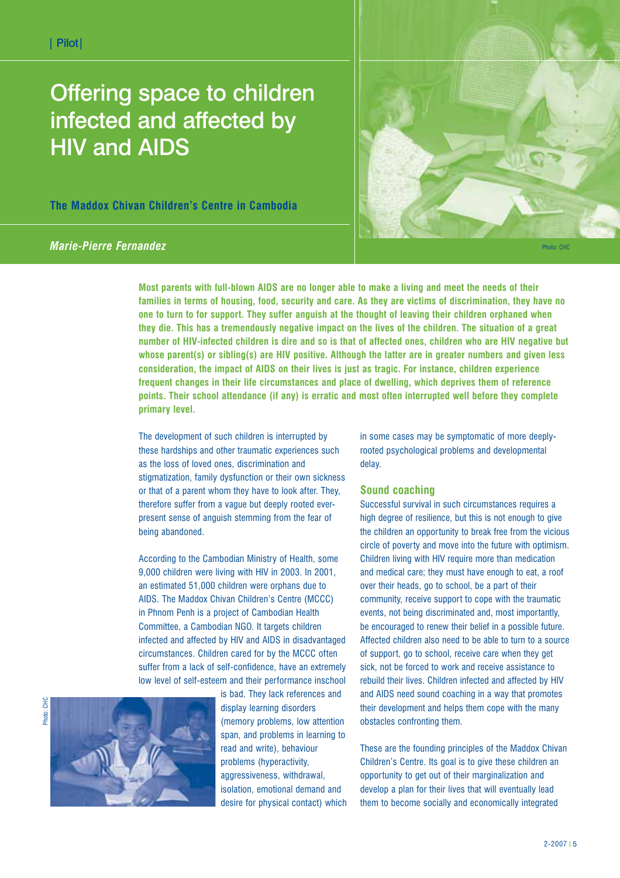| Pilot |

# Offering space to children infected and affected by HIV and AIDS

**The Maddox Chivan Children's Centre in Cambodia**

***Marie-Pierre Fernandez***

Photo: CHC

**Most parents with full-blown AIDS are no longer able to make a living and meet the needs of their families in terms of housing, food, security and care. As they are victims of discrimination, they have no one to turn to for support. They suffer anguish at the thought of leaving their children orphaned when they die. This has a tremendously negative impact on the lives of the children. The situation of a great number of HIV-infected children is dire and so is that of affected ones, children who are HIV negative but whose parent(s) or sibling(s) are HIV positive. Although the latter are in greater numbers and given less consideration, the impact of AIDS on their lives is just as tragic. For instance, children experience frequent changes in their life circumstances and place of dwelling, which deprives them of reference points. Their school attendance (if any) is erratic and most often interrupted well before they complete primary level.**

The development of such children is interrupted by these hardships and other traumatic experiences such as the loss of loved ones, discrimination and stigmatization, family dysfunction or their own sickness or that of a parent whom they have to look after. They, therefore suffer from a vague but deeply rooted ever-present sense of anguish stemming from the fear of being abandoned.

According to the Cambodian Ministry of Health, some 9,000 children were living with HIV in 2003. In 2001, an estimated 51,000 children were orphans due to AIDS. The Maddox Chivan Children's Centre (MCCC) in Phnom Penh is a project of Cambodian Health Committee, a Cambodian NGO. It targets children infected and affected by HIV and AIDS in disadvantaged circumstances. Children cared for by the MCCC often suffer from a lack of self-confidence, have an extremely low level of self-esteem and their performance inschool is bad. They lack references and display learning disorders (memory problems, low attention span, and problems in learning to read and write), behaviour problems (hyperactivity, aggressiveness, withdrawal, isolation, emotional demand and desire for physical contact) which in some cases may be symptomatic of more deeply-rooted psychological problems and developmental delay.

Photo: CHC

## Sound coaching

Successful survival in such circumstances requires a high degree of resilience, but this is not enough to give the children an opportunity to break free from the vicious circle of poverty and move into the future with optimism. Children living with HIV require more than medication and medical care; they must have enough to eat, a roof over their heads, go to school, be a part of their community, receive support to cope with the traumatic events, not being discriminated and, most importantly, be encouraged to renew their belief in a possible future. Affected children also need to be able to turn to a source of support, go to school, receive care when they get sick, not be forced to work and receive assistance to rebuild their lives. Children infected and affected by HIV and AIDS need sound coaching in a way that promotes their development and helps them cope with the many obstacles confronting them.

These are the founding principles of the Maddox Chivan Children's Centre. Its goal is to give these children an opportunity to get out of their marginalization and develop a plan for their lives that will eventually lead them to become socially and economically integrated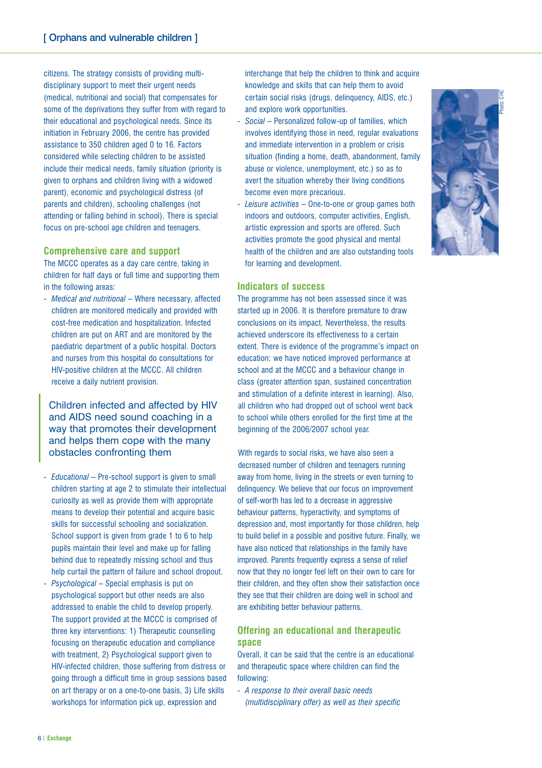citizens. The strategy consists of providing multi-disciplinary support to meet their urgent needs (medical, nutritional and social) that compensates for some of the deprivations they suffer from with regard to their educational and psychological needs. Since its initiation in February 2006, the centre has provided assistance to 350 children aged 0 to 16. Factors considered while selecting children to be assisted include their medical needs, family situation (priority is given to orphans and children living with a widowed parent), economic and psychological distress (of parents and children), schooling challenges (not attending or falling behind in school). There is special focus on pre-school age children and teenagers.

## Comprehensive care and support

The MCCC operates as a day care centre, taking in children for half days or full time and supporting them in the following areas:

- *Medical and nutritional* – Where necessary, affected children are monitored medically and provided with cost-free medication and hospitalization. Infected children are put on ART and are monitored by the paediatric department of a public hospital. Doctors and nurses from this hospital do consultations for HIV-positive children at the MCCC. All children receive a daily nutrient provision.

> Children infected and affected by HIV and AIDS need sound coaching in a way that promotes their development and helps them cope with the many obstacles confronting them

- *Educational* – Pre-school support is given to small children starting at age 2 to stimulate their intellectual curiosity as well as provide them with appropriate means to develop their potential and acquire basic skills for successful schooling and socialization. School support is given from grade 1 to 6 to help pupils maintain their level and make up for falling behind due to repeatedly missing school and thus help curtail the pattern of failure and school dropout.
- *Psychological* – Special emphasis is put on psychological support but other needs are also addressed to enable the child to develop properly. The support provided at the MCCC is comprised of three key interventions: 1) Therapeutic counselling focusing on therapeutic education and compliance with treatment, 2) Psychological support given to HIV-infected children, those suffering from distress or going through a difficult time in group sessions based on art therapy or on a one-to-one basis, 3) Life skills workshops for information pick up, expression and interchange that help the children to think and acquire knowledge and skills that can help them to avoid certain social risks (drugs, delinquency, AIDS, etc.) and explore work opportunities.
- *Social* – Personalized follow-up of families, which involves identifying those in need, regular evaluations and immediate intervention in a problem or crisis situation (finding a home, death, abandonment, family abuse or violence, unemployment, etc.) so as to avert the situation whereby their living conditions become even more precarious.
- *Leisure activities* – One-to-one or group games both indoors and outdoors, computer activities, English, artistic expression and sports are offered. Such activities promote the good physical and mental health of the children and are also outstanding tools for learning and development.

Photo: CHC

## Indicators of success

The programme has not been assessed since it was started up in 2006. It is therefore premature to draw conclusions on its impact. Nevertheless, the results achieved underscore its effectiveness to a certain extent. There is evidence of the programme's impact on education: we have noticed improved performance at school and at the MCCC and a behaviour change in class (greater attention span, sustained concentration and stimulation of a definite interest in learning). Also, all children who had dropped out of school went back to school while others enrolled for the first time at the beginning of the 2006/2007 school year.

With regards to social risks, we have also seen a decreased number of children and teenagers running away from home, living in the streets or even turning to delinquency. We believe that our focus on improvement of self-worth has led to a decrease in aggressive behaviour patterns, hyperactivity, and symptoms of depression and, most importantly for those children, help to build belief in a possible and positive future. Finally, we have also noticed that relationships in the family have improved. Parents frequently express a sense of relief now that they no longer feel left on their own to care for their children, and they often show their satisfaction once they see that their children are doing well in school and are exhibiting better behaviour patterns.

## Offering an educational and therapeutic space

Overall, it can be said that the centre is an educational and therapeutic space where children can find the following:

- *A response to their overall basic needs (multidisciplinary offer) as well as their specific*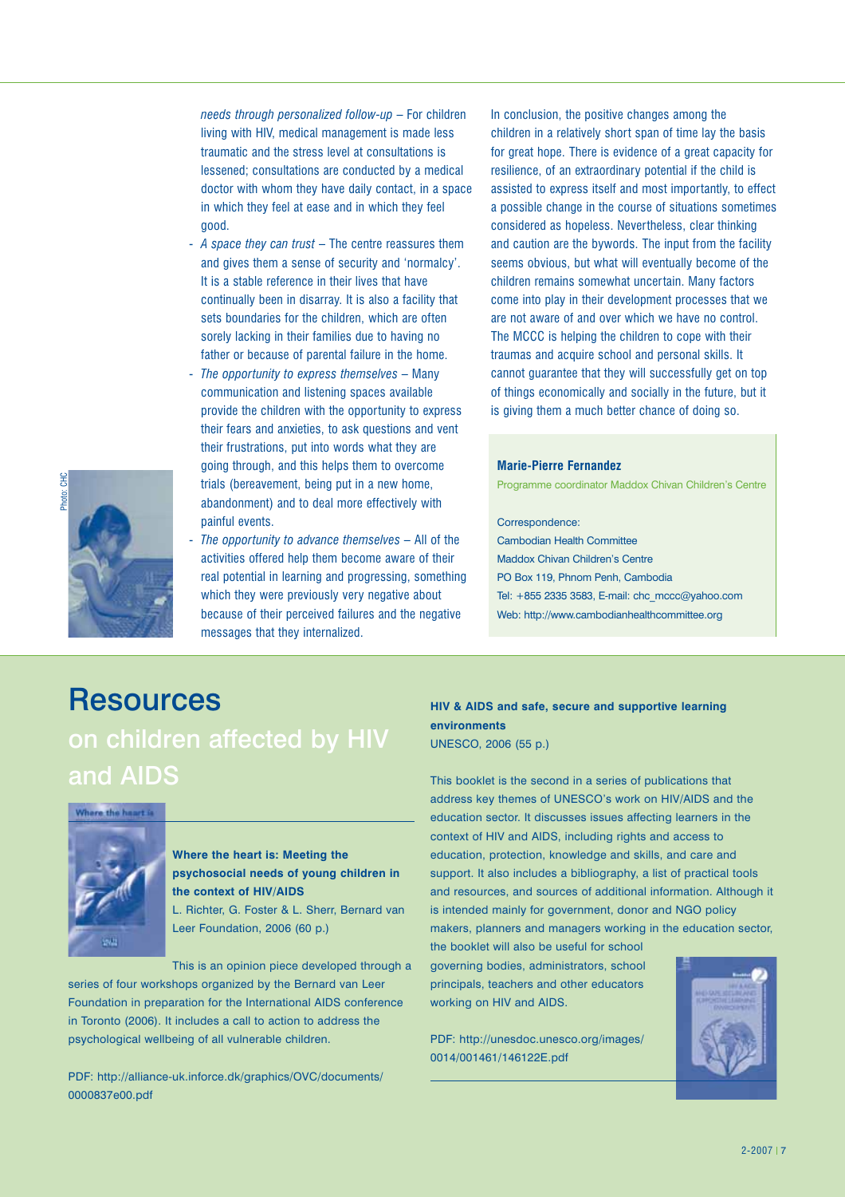*needs through personalized follow-up* – For children living with HIV, medical management is made less traumatic and the stress level at consultations is lessened; consultations are conducted by a medical doctor with whom they have daily contact, in a space in which they feel at ease and in which they feel good.

- *A space they can trust* – The centre reassures them and gives them a sense of security and 'normalcy'. It is a stable reference in their lives that have continually been in disarray. It is also a facility that sets boundaries for the children, which are often sorely lacking in their families due to having no father or because of parental failure in the home.
- *The opportunity to express themselves* – Many communication and listening spaces available provide the children with the opportunity to express their fears and anxieties, to ask questions and vent their frustrations, put into words what they are going through, and this helps them to overcome trials (bereavement, being put in a new home, abandonment) and to deal more effectively with painful events.
- *The opportunity to advance themselves* – All of the activities offered help them become aware of their real potential in learning and progressing, something which they were previously very negative about because of their perceived failures and the negative messages that they internalized.

Photo: CHC

In conclusion, the positive changes among the children in a relatively short span of time lay the basis for great hope. There is evidence of a great capacity for resilience, of an extraordinary potential if the child is assisted to express itself and most importantly, to effect a possible change in the course of situations sometimes considered as hopeless. Nevertheless, clear thinking and caution are the bywords. The input from the facility seems obvious, but what will eventually become of the children remains somewhat uncertain. Many factors come into play in their development processes that we are not aware of and over which we have no control. The MCCC is helping the children to cope with their traumas and acquire school and personal skills. It cannot guarantee that they will successfully get on top of things economically and socially in the future, but it is giving them a much better chance of doing so.

**Marie-Pierre Fernandez**
Programme coordinator Maddox Chivan Children's Centre

Correspondence:
Cambodian Health Committee
Maddox Chivan Children's Centre
PO Box 119, Phnom Penh, Cambodia
Tel: +855 2335 3583, E-mail: chc_mccc@yahoo.com
Web: http://www.cambodianhealthcommittee.org

# Resources

## on children affected by HIV and AIDS

**Where the heart is: Meeting the psychosocial needs of young children in the context of HIV/AIDS**
L. Richter, G. Foster & L. Sherr, Bernard van Leer Foundation, 2006 (60 p.)

This is an opinion piece developed through a series of four workshops organized by the Bernard van Leer Foundation in preparation for the International AIDS conference in Toronto (2006). It includes a call to action to address the psychological wellbeing of all vulnerable children.

PDF: http://alliance-uk.inforce.dk/graphics/OVC/documents/0000837e00.pdf

**HIV & AIDS and safe, secure and supportive learning environments**
UNESCO, 2006 (55 p.)

This booklet is the second in a series of publications that address key themes of UNESCO's work on HIV/AIDS and the education sector. It discusses issues affecting learners in the context of HIV and AIDS, including rights and access to education, protection, knowledge and skills, and care and support. It also includes a bibliography, a list of practical tools and resources, and sources of additional information. Although it is intended mainly for government, donor and NGO policy makers, planners and managers working in the education sector, the booklet will also be useful for school governing bodies, administrators, school principals, teachers and other educators working on HIV and AIDS.

PDF: http://unesdoc.unesco.org/images/0014/001461/146122E.pdf